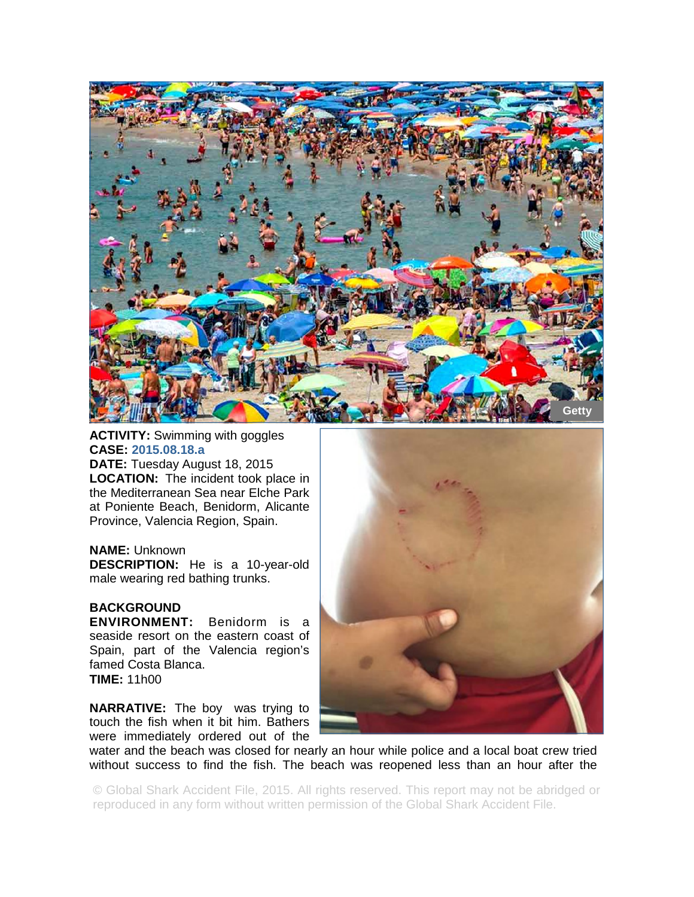**ACTIVITY:** Swimming with goggles
**CASE:** 2015.08.18.a
**DATE:** Tuesday August 18, 2015
**LOCATION:** The incident took place in the Mediterranean Sea near Elche Park at Poniente Beach, Benidorm, Alicante Province, Valencia Region, Spain.

**NAME:** Unknown
**DESCRIPTION:** He is a 10-year-old male wearing red bathing trunks.

**BACKGROUND**
**ENVIRONMENT:** Benidorm is a seaside resort on the eastern coast of Spain, part of the Valencia region's famed Costa Blanca.
**TIME:** 11h00

**NARRATIVE:** The boy was trying to touch the fish when it bit him. Bathers were immediately ordered out of the water and the beach was closed for nearly an hour while police and a local boat crew tried without success to find the fish. The beach was reopened less than an hour after the

© Global Shark Accident File, 2015. All rights reserved. This report may not be abridged or reproduced in any form without written permission of the Global Shark Accident File.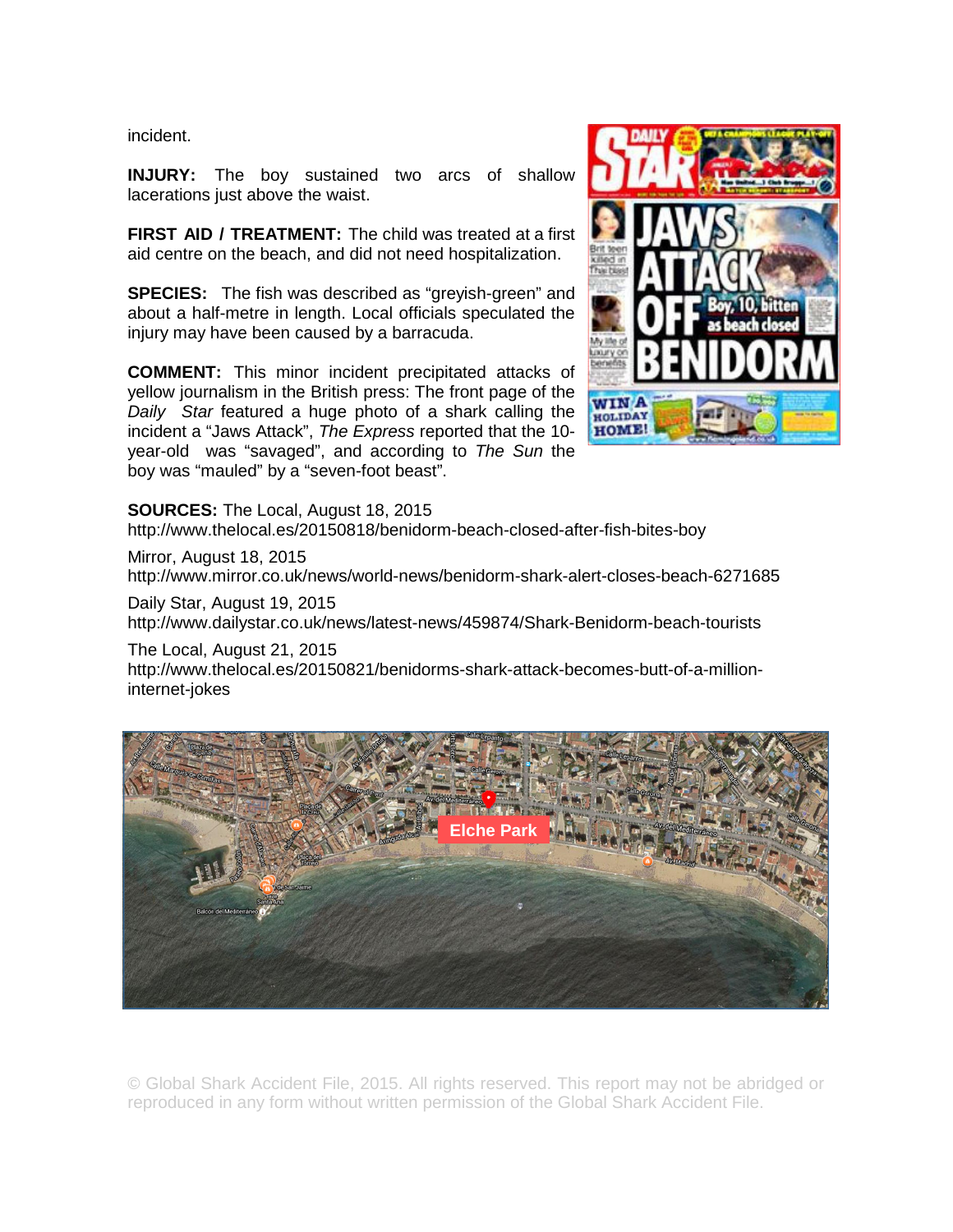incident.

**INJURY:** The boy sustained two arcs of shallow lacerations just above the waist.

**FIRST AID / TREATMENT:** The child was treated at a first aid centre on the beach, and did not need hospitalization.

**SPECIES:** The fish was described as "greyish-green" and about a half-metre in length. Local officials speculated the injury may have been caused by a barracuda.

**COMMENT:** This minor incident precipitated attacks of yellow journalism in the British press: The front page of the *Daily Star* featured a huge photo of a shark calling the incident a "Jaws Attack", *The Express* reported that the 10-year-old was "savaged", and according to *The Sun* the boy was "mauled" by a "seven-foot beast".

**SOURCES:** The Local, August 18, 2015
http://www.thelocal.es/20150818/benidorm-beach-closed-after-fish-bites-boy

Mirror, August 18, 2015
http://www.mirror.co.uk/news/world-news/benidorm-shark-alert-closes-beach-6271685

Daily Star, August 19, 2015
http://www.dailystar.co.uk/news/latest-news/459874/Shark-Benidorm-beach-tourists

The Local, August 21, 2015
http://www.thelocal.es/20150821/benidorms-shark-attack-becomes-butt-of-a-million-internet-jokes

Elche Park

© Global Shark Accident File, 2015. All rights reserved. This report may not be abridged or reproduced in any form without written permission of the Global Shark Accident File.